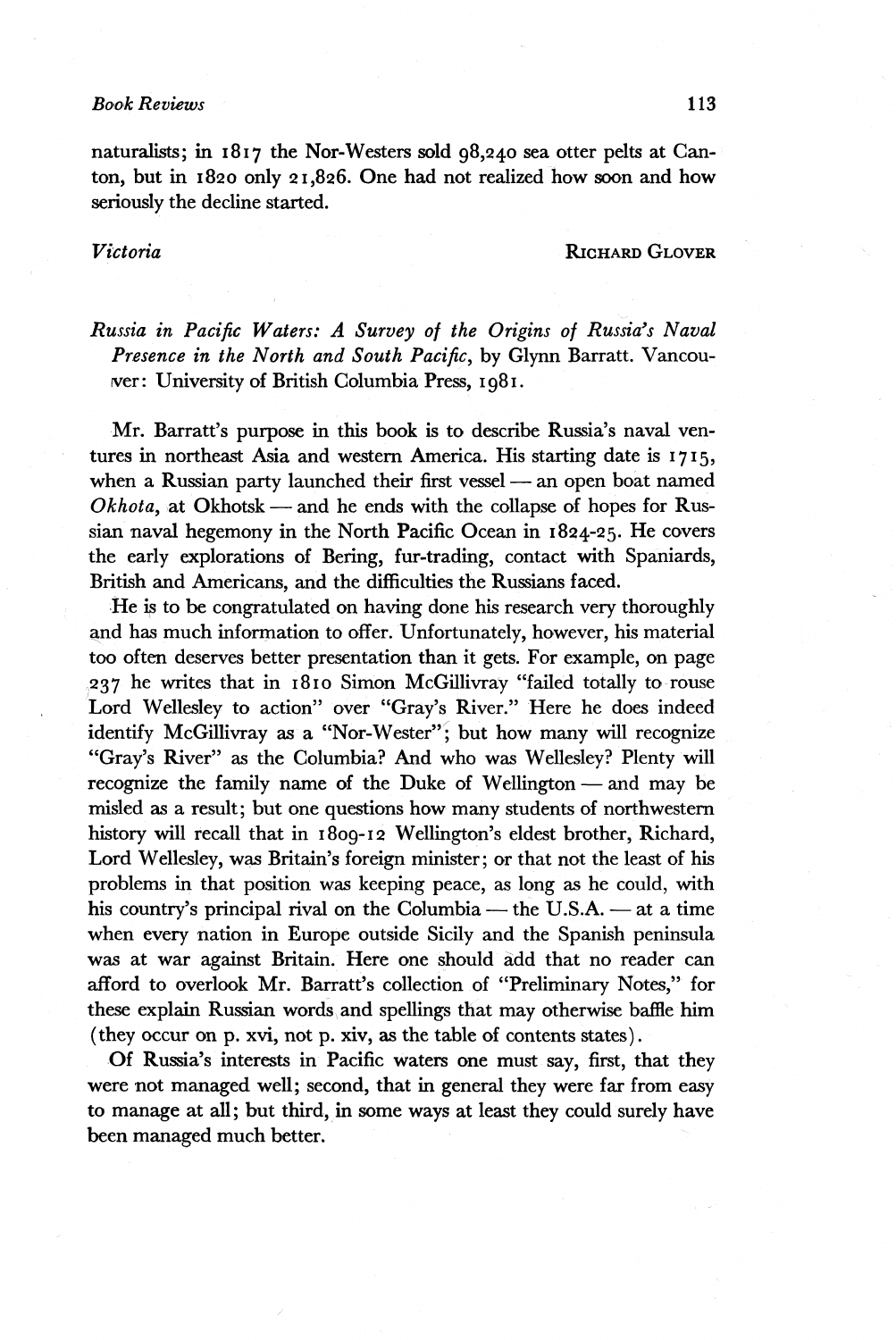naturalists; in 1817 the Nor-Westers sold 98,240 sea otter pelts at Canton, but in 1820 only 21,826. One had not realized how soon and how seriously the decline started.

*Victoria* RICHARD GLOVER

*Russia in Pacific Waters: A Survey of the Origins of Russia's Naval Presence in the North and South Pacific*, by Glynn Barratt. Vancouver: University of British Columbia Press, 1981.

Mr. Barratt's purpose in this book is to describe Russia's naval ventures in northeast Asia and western America. His starting date is 1715, when a Russian party launched their first vessel — an open boat named *Okhota*, at Okhotsk — and he ends with the collapse of hopes for Russian naval hegemony in the North Pacific Ocean in 1824-25. He covers the early explorations of Bering, fur-trading, contact with Spaniards, British and Americans, and the difficulties the Russians faced.

He is to be congratulated on having done his research very thoroughly and has much information to offer. Unfortunately, however, his material too often deserves better presentation than it gets. For example, on page 237 he writes that in 1810 Simon McGillivray "failed totally to rouse Lord Wellesley to action" over "Gray's River." Here he does indeed identify McGillivray as a "Nor-Wester"; but how many will recognize "Gray's River" as the Columbia? And who was Wellesley? Plenty will recognize the family name of the Duke of Wellington — and may be misled as a result; but one questions how many students of northwestern history will recall that in 1809-12 Wellington's eldest brother, Richard, Lord Wellesley, was Britain's foreign minister; or that not the least of his problems in that position was keeping peace, as long as he could, with his country's principal rival on the Columbia — the U.S.A. — at a time when every nation in Europe outside Sicily and the Spanish peninsula was at war against Britain. Here one should add that no reader can afford to overlook Mr. Barratt's collection of "Preliminary Notes," for these explain Russian words and spellings that may otherwise baffle him (they occur on p. xvi, not p. xiv, as the table of contents states).

Of Russia's interests in Pacific waters one must say, first, that they were not managed well; second, that in general they were far from easy to manage at all; but third, in some ways at least they could surely have been managed much better.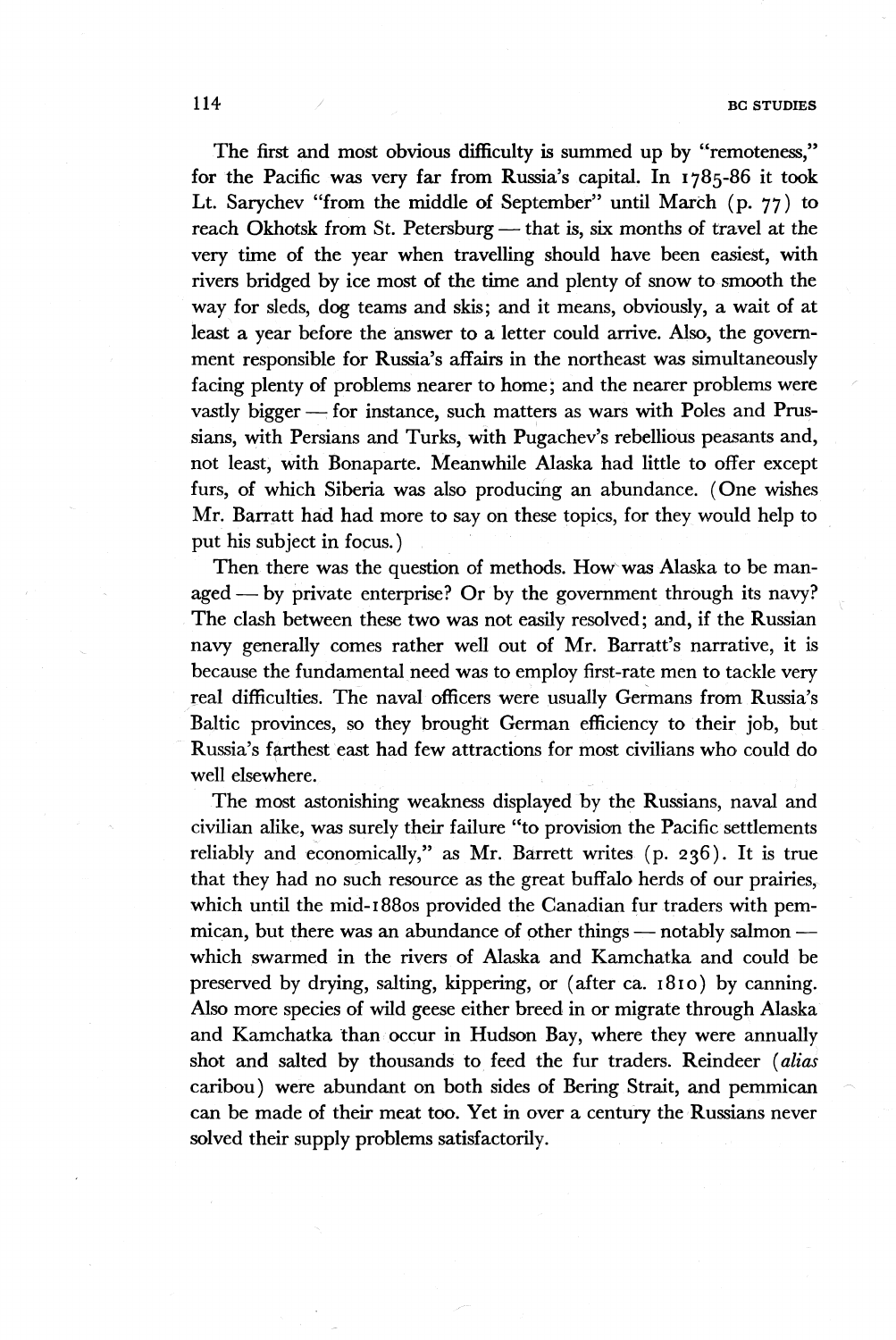The first and most obvious difficulty is summed up by "remoteness," for the Pacific was very far from Russia's capital. In 1785-86 it took Lt. Sarychev "from the middle of September" until March (p. 77) to reach Okhotsk from St. Petersburg — that is, six months of travel at the very time of the year when travelling should have been easiest, with rivers bridged by ice most of the time and plenty of snow to smooth the way for sleds, dog teams and skis; and it means, obviously, a wait of at least a year before the answer to a letter could arrive. Also, the government responsible for Russia's affairs in the northeast was simultaneously facing plenty of problems nearer to home; and the nearer problems were vastly bigger — for instance, such matters as wars with Poles and Prussians, with Persians and Turks, with Pugachev's rebellious peasants and, not least, with Bonaparte. Meanwhile Alaska had little to offer except furs, of which Siberia was also producing an abundance. (One wishes Mr. Barratt had had more to say on these topics, for they would help to put his subject in focus.)

Then there was the question of methods. How was Alaska to be managed — by private enterprise? Or by the government through its navy? The clash between these two was not easily resolved; and, if the Russian navy generally comes rather well out of Mr. Barratt's narrative, it is because the fundamental need was to employ first-rate men to tackle very real difficulties. The naval officers were usually Germans from Russia's Baltic provinces, so they brought German efficiency to their job, but Russia's farthest east had few attractions for most civilians who could do well elsewhere.

The most astonishing weakness displayed by the Russians, naval and civilian alike, was surely their failure "to provision the Pacific settlements reliably and economically," as Mr. Barrett writes (p. 236). It is true that they had no such resource as the great buffalo herds of our prairies, which until the mid-1880s provided the Canadian fur traders with pemmican, but there was an abundance of other things — notably salmon — which swarmed in the rivers of Alaska and Kamchatka and could be preserved by drying, salting, kippering, or (after ca. 1810) by canning. Also more species of wild geese either breed in or migrate through Alaska and Kamchatka than occur in Hudson Bay, where they were annually shot and salted by thousands to feed the fur traders. Reindeer (*alias* caribou) were abundant on both sides of Bering Strait, and pemmican can be made of their meat too. Yet in over a century the Russians never solved their supply problems satisfactorily.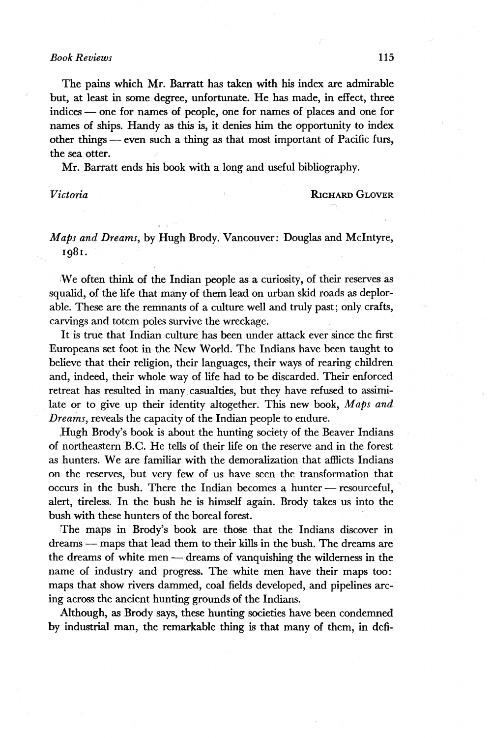The pains which Mr. Barratt has taken with his index are admirable but, at least in some degree, unfortunate. He has made, in effect, three indices — one for names of people, one for names of places and one for names of ships. Handy as this is, it denies him the opportunity to index other things — even such a thing as that most important of Pacific furs, the sea otter.

Mr. Barratt ends his book with a long and useful bibliography.

*Victoria* RICHARD GLOVER

*Maps and Dreams*, by Hugh Brody. Vancouver: Douglas and McIntyre, 1981.

We often think of the Indian people as a curiosity, of their reserves as squalid, of the life that many of them lead on urban skid roads as deplorable. These are the remnants of a culture well and truly past; only crafts, carvings and totem poles survive the wreckage.

It is true that Indian culture has been under attack ever since the first Europeans set foot in the New World. The Indians have been taught to believe that their religion, their languages, their ways of rearing children and, indeed, their whole way of life had to be discarded. Their enforced retreat has resulted in many casualties, but they have refused to assimilate or to give up their identity altogether. This new book, *Maps and Dreams*, reveals the capacity of the Indian people to endure.

Hugh Brody's book is about the hunting society of the Beaver Indians of northeastern B.C. He tells of their life on the reserve and in the forest as hunters. We are familiar with the demoralization that afflicts Indians on the reserves, but very few of us have seen the transformation that occurs in the bush. There the Indian becomes a hunter — resourceful, alert, tireless. In the bush he is himself again. Brody takes us into the bush with these hunters of the boreal forest.

The maps in Brody's book are those that the Indians discover in dreams — maps that lead them to their kills in the bush. The dreams are the dreams of white men — dreams of vanquishing the wilderness in the name of industry and progress. The white men have their maps too: maps that show rivers dammed, coal fields developed, and pipelines arcing across the ancient hunting grounds of the Indians.

Although, as Brody says, these hunting societies have been condemned by industrial man, the remarkable thing is that many of them, in defi-